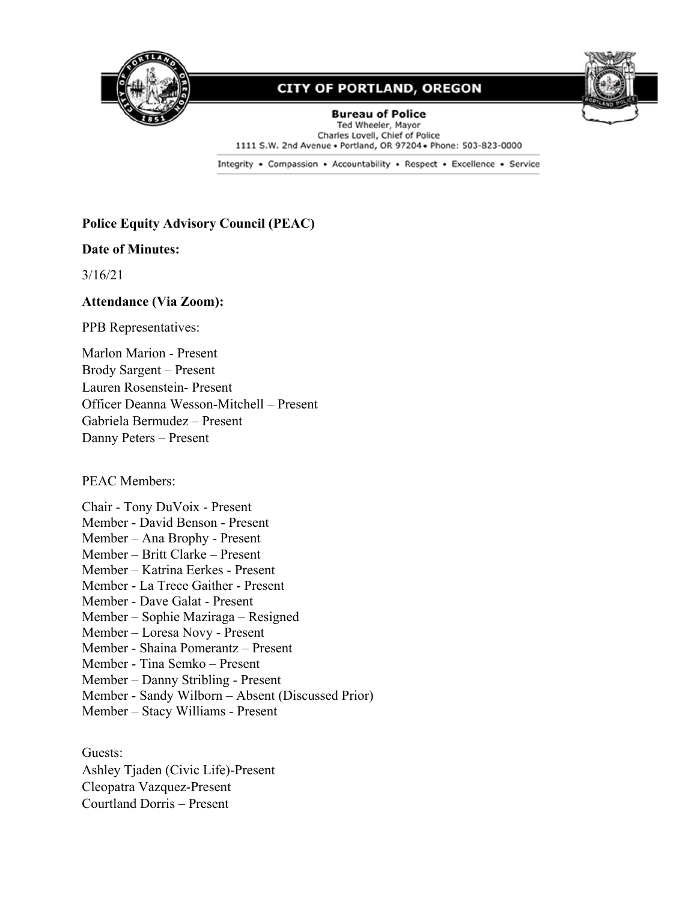# CITY OF PORTLAND, OREGON

**Bureau of Police**
Ted Wheeler, Mayor
Charles Lovell, Chief of Police
1111 S.W. 2nd Avenue • Portland, OR 97204 • Phone: 503-823-0000

Integrity • Compassion • Accountability • Respect • Excellence • Service

**Police Equity Advisory Council (PEAC)**

**Date of Minutes:**

3/16/21

**Attendance (Via Zoom):**

PPB Representatives:

Marlon Marion - Present
Brody Sargent – Present
Lauren Rosenstein- Present
Officer Deanna Wesson-Mitchell – Present
Gabriela Bermudez – Present
Danny Peters – Present

PEAC Members:

Chair - Tony DuVoix - Present
Member - David Benson - Present
Member – Ana Brophy - Present
Member – Britt Clarke – Present
Member – Katrina Eerkes - Present
Member - La Trece Gaither - Present
Member - Dave Galat - Present
Member – Sophie Maziraga – Resigned
Member – Loresa Novy - Present
Member - Shaina Pomerantz – Present
Member - Tina Semko – Present
Member – Danny Stribling - Present
Member - Sandy Wilborn – Absent (Discussed Prior)
Member – Stacy Williams - Present

Guests:
Ashley Tjaden (Civic Life)-Present
Cleopatra Vazquez-Present
Courtland Dorris – Present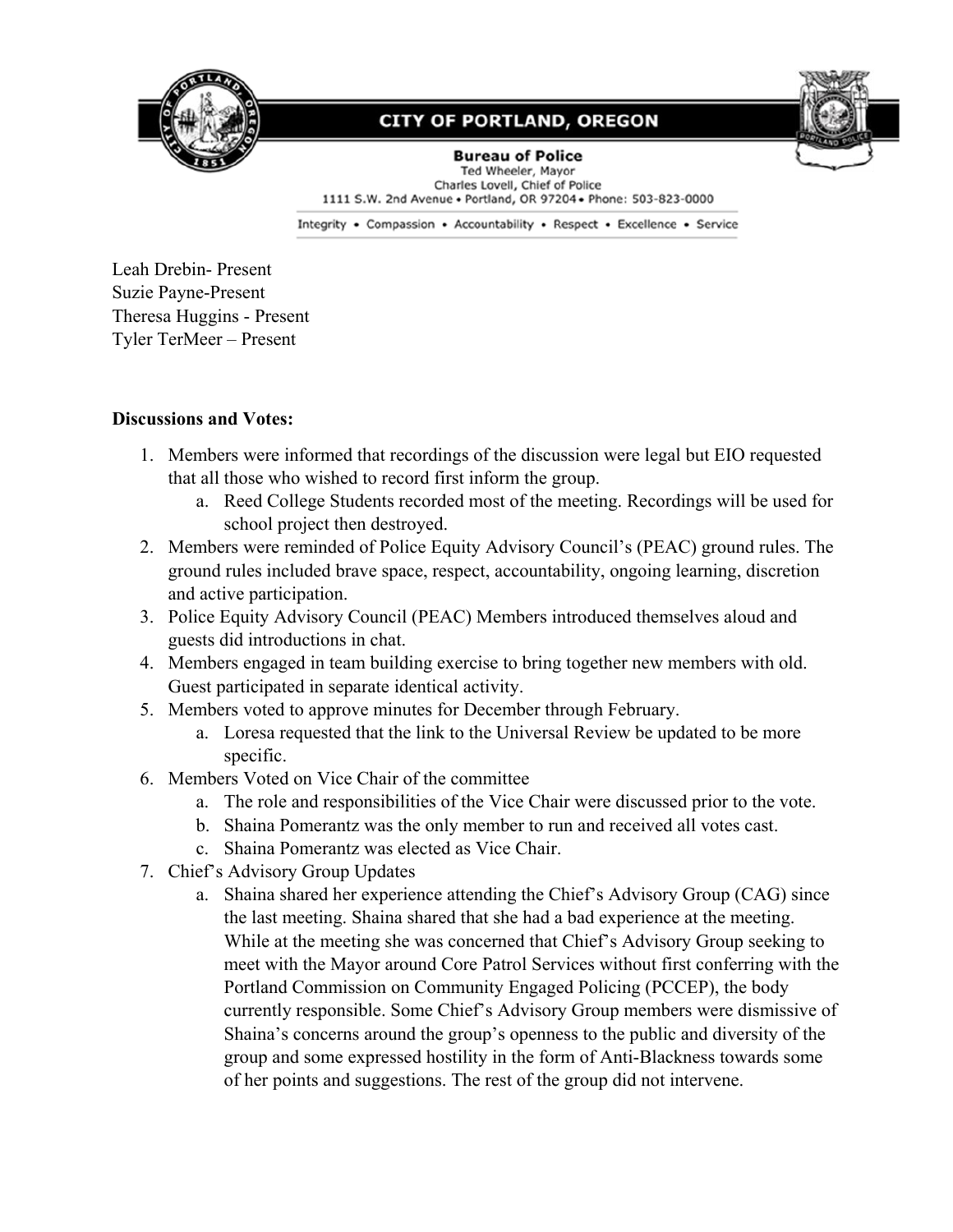Leah Drebin- Present
Suzie Payne-Present
Theresa Huggins - Present
Tyler TerMeer – Present

**Discussions and Votes:**

1. Members were informed that recordings of the discussion were legal but EIO requested that all those who wished to record first inform the group.
    a. Reed College Students recorded most of the meeting. Recordings will be used for school project then destroyed.
2. Members were reminded of Police Equity Advisory Council's (PEAC) ground rules. The ground rules included brave space, respect, accountability, ongoing learning, discretion and active participation.
3. Police Equity Advisory Council (PEAC) Members introduced themselves aloud and guests did introductions in chat.
4. Members engaged in team building exercise to bring together new members with old. Guest participated in separate identical activity.
5. Members voted to approve minutes for December through February.
    a. Loresa requested that the link to the Universal Review be updated to be more specific.
6. Members Voted on Vice Chair of the committee
    a. The role and responsibilities of the Vice Chair were discussed prior to the vote.
    b. Shaina Pomerantz was the only member to run and received all votes cast.
    c. Shaina Pomerantz was elected as Vice Chair.
7. Chief's Advisory Group Updates
    a. Shaina shared her experience attending the Chief's Advisory Group (CAG) since the last meeting. Shaina shared that she had a bad experience at the meeting. While at the meeting she was concerned that Chief's Advisory Group seeking to meet with the Mayor around Core Patrol Services without first conferring with the Portland Commission on Community Engaged Policing (PCCEP), the body currently responsible. Some Chief's Advisory Group members were dismissive of Shaina's concerns around the group's openness to the public and diversity of the group and some expressed hostility in the form of Anti-Blackness towards some of her points and suggestions. The rest of the group did not intervene.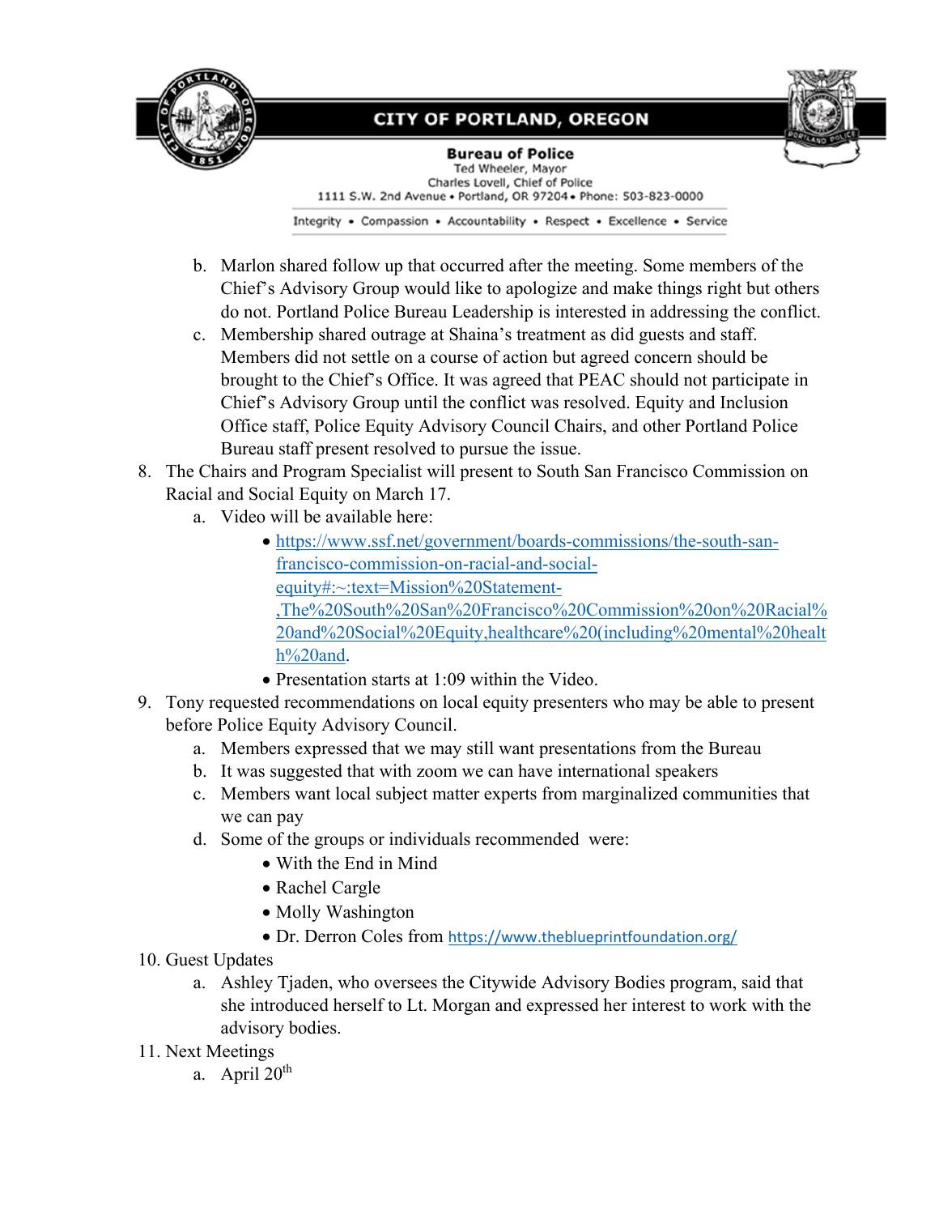b. Marlon shared follow up that occurred after the meeting. Some members of the Chief's Advisory Group would like to apologize and make things right but others do not. Portland Police Bureau Leadership is interested in addressing the conflict.

c. Membership shared outrage at Shaina's treatment as did guests and staff. Members did not settle on a course of action but agreed concern should be brought to the Chief's Office. It was agreed that PEAC should not participate in Chief's Advisory Group until the conflict was resolved. Equity and Inclusion Office staff, Police Equity Advisory Council Chairs, and other Portland Police Bureau staff present resolved to pursue the issue.

8. The Chairs and Program Specialist will present to South San Francisco Commission on Racial and Social Equity on March 17.
   a. Video will be available here:
      - [https://www.ssf.net/government/boards-commissions/the-south-san-francisco-commission-on-racial-and-social-equity#:~:text=Mission%20Statement-,The%20South%20San%20Francisco%20Commission%20on%20Racial%20and%20Social%20Equity,healthcare%20(including%20mental%20health%20and](https://www.ssf.net/government/boards-commissions/the-south-san-francisco-commission-on-racial-and-social-equity#:~:text=Mission%20Statement-,The%20South%20San%20Francisco%20Commission%20on%20Racial%20and%20Social%20Equity,healthcare%20(including%20mental%20health%20and).
      - Presentation starts at 1:09 within the Video.

9. Tony requested recommendations on local equity presenters who may be able to present before Police Equity Advisory Council.
   a. Members expressed that we may still want presentations from the Bureau
   b. It was suggested that with zoom we can have international speakers
   c. Members want local subject matter experts from marginalized communities that we can pay
   d. Some of the groups or individuals recommended were:
      - With the End in Mind
      - Rachel Cargle
      - Molly Washington
      - Dr. Derron Coles from https://www.theblueprintfoundation.org/

10. Guest Updates
    a. Ashley Tjaden, who oversees the Citywide Advisory Bodies program, said that she introduced herself to Lt. Morgan and expressed her interest to work with the advisory bodies.

11. Next Meetings
    a. April 20th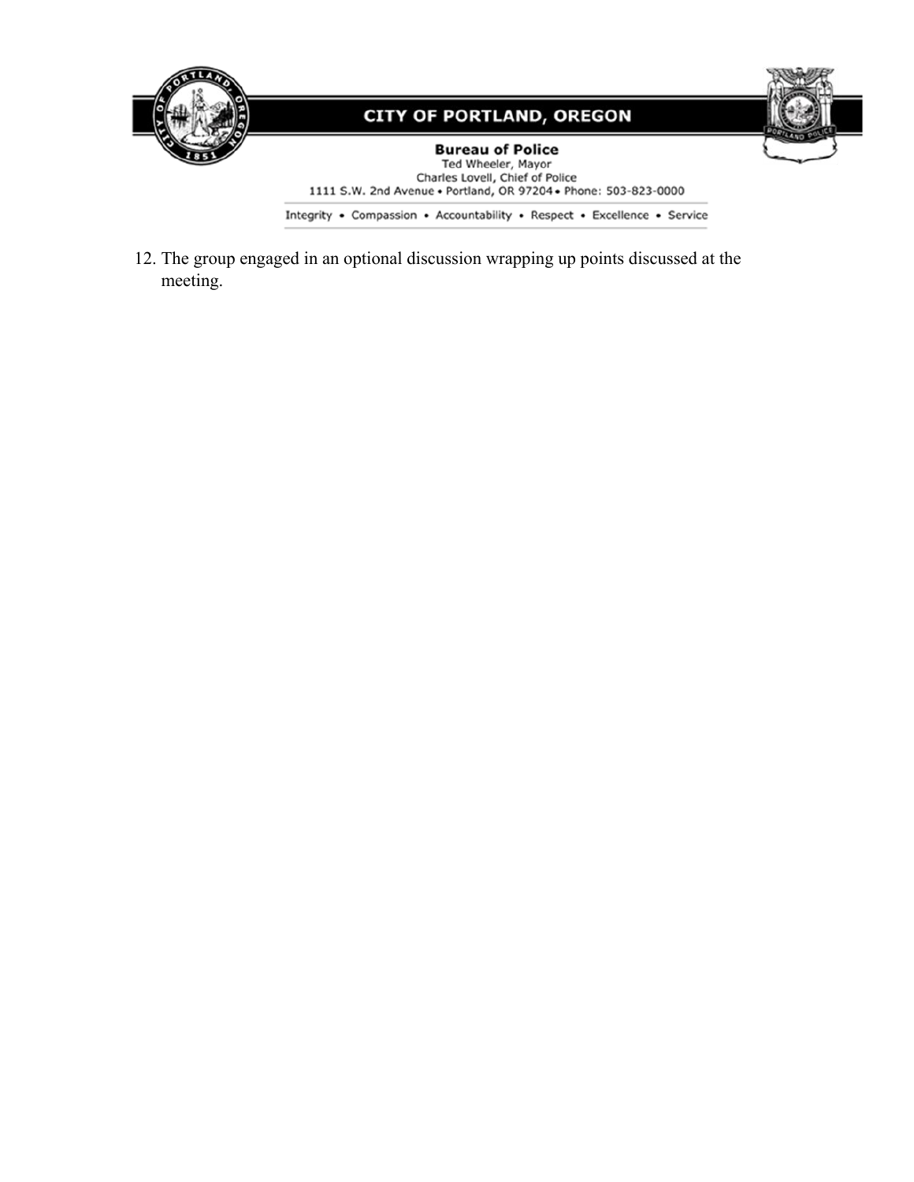12. The group engaged in an optional discussion wrapping up points discussed at the meeting.